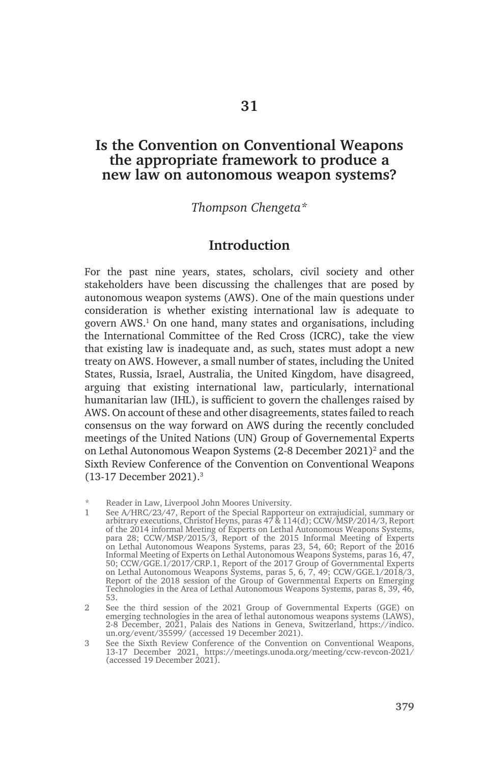# 31

# Is the Convention on Conventional Weapons the appropriate framework to produce a new law on autonomous weapon systems?

*Thompson Chengeta\**

## Introduction

For the past nine years, states, scholars, civil society and other stakeholders have been discussing the challenges that are posed by autonomous weapon systems (AWS). One of the main questions under consideration is whether existing international law is adequate to govern AWS.[1] On one hand, many states and organisations, including the International Committee of the Red Cross (ICRC), take the view that existing law is inadequate and, as such, states must adopt a new treaty on AWS. However, a small number of states, including the United States, Russia, Israel, Australia, the United Kingdom, have disagreed, arguing that existing international law, particularly, international humanitarian law (IHL), is sufficient to govern the challenges raised by AWS. On account of these and other disagreements, states failed to reach consensus on the way forward on AWS during the recently concluded meetings of the United Nations (UN) Group of Governemental Experts on Lethal Autonomous Weapon Systems (2-8 December 2021)[2] and the Sixth Review Conference of the Convention on Conventional Weapons (13-17 December 2021).[3]

\* Reader in Law, Liverpool John Moores University.

1 See A/HRC/23/47, Report of the Special Rapporteur on extrajudicial, summary or arbitrary executions, Christof Heyns, paras 47 & 114(d); CCW/MSP/2014/3, Report of the 2014 informal Meeting of Experts on Lethal Autonomous Weapons Systems, para 28; CCW/MSP/2015/3, Report of the 2015 Informal Meeting of Experts on Lethal Autonomous Weapons Systems, paras 23, 54, 60; Report of the 2016 Informal Meeting of Experts on Lethal Autonomous Weapons Systems, paras 16, 47, 50; CCW/GGE.1/2017/CRP.1, Report of the 2017 Group of Governmental Experts on Lethal Autonomous Weapons Systems, paras 5, 6, 7, 49; CCW/GGE.1/2018/3, Report of the 2018 session of the Group of Governmental Experts on Emerging Technologies in the Area of Lethal Autonomous Weapons Systems, paras 8, 39, 46, 53.

2 See the third session of the 2021 Group of Governmental Experts (GGE) on emerging technologies in the area of lethal autonomous weapons systems (LAWS), 2-8 December, 2021, Palais des Nations in Geneva, Switzerland, https://indico.un.org/event/35599/ (accessed 19 December 2021).

3 See the Sixth Review Conference of the Convention on Conventional Weapons, 13-17 December 2021, https://meetings.unoda.org/meeting/ccw-revcon-2021/ (accessed 19 December 2021).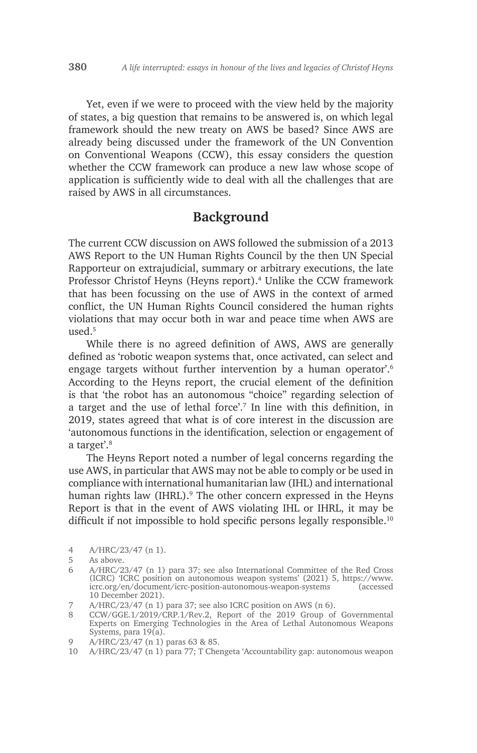Yet, even if we were to proceed with the view held by the majority of states, a big question that remains to be answered is, on which legal framework should the new treaty on AWS be based? Since AWS are already being discussed under the framework of the UN Convention on Conventional Weapons (CCW), this essay considers the question whether the CCW framework can produce a new law whose scope of application is sufficiently wide to deal with all the challenges that are raised by AWS in all circumstances.

## Background

The current CCW discussion on AWS followed the submission of a 2013 AWS Report to the UN Human Rights Council by the then UN Special Rapporteur on extrajudicial, summary or arbitrary executions, the late Professor Christof Heyns (Heyns report).[4] Unlike the CCW framework that has been focussing on the use of AWS in the context of armed conflict, the UN Human Rights Council considered the human rights violations that may occur both in war and peace time when AWS are used.[5]

While there is no agreed definition of AWS, AWS are generally defined as 'robotic weapon systems that, once activated, can select and engage targets without further intervention by a human operator'.[6] According to the Heyns report, the crucial element of the definition is that 'the robot has an autonomous "choice" regarding selection of a target and the use of lethal force'.[7] In line with this definition, in 2019, states agreed that what is of core interest in the discussion are 'autonomous functions in the identification, selection or engagement of a target'.[8]

The Heyns Report noted a number of legal concerns regarding the use AWS, in particular that AWS may not be able to comply or be used in compliance with international humanitarian law (IHL) and international human rights law (IHRL).[9] The other concern expressed in the Heyns Report is that in the event of AWS violating IHL or IHRL, it may be difficult if not impossible to hold specific persons legally responsible.[10]

4 A/HRC/23/47 (n 1).

5 As above.

6 A/HRC/23/47 (n 1) para 37; see also International Committee of the Red Cross (ICRC) 'ICRC position on autonomous weapon systems' (2021) 5, https://www.icrc.org/en/document/icrc-position-autonomous-weapon-systems (accessed 10 December 2021).

7 A/HRC/23/47 (n 1) para 37; see also ICRC position on AWS (n 6).

8 CCW/GGE.1/2019/CRP.1/Rev.2, Report of the 2019 Group of Governmental Experts on Emerging Technologies in the Area of Lethal Autonomous Weapons Systems, para 19(a).

9 A/HRC/23/47 (n 1) paras 63 & 85.

10 A/HRC/23/47 (n 1) para 77; T Chengeta 'Accountability gap: autonomous weapon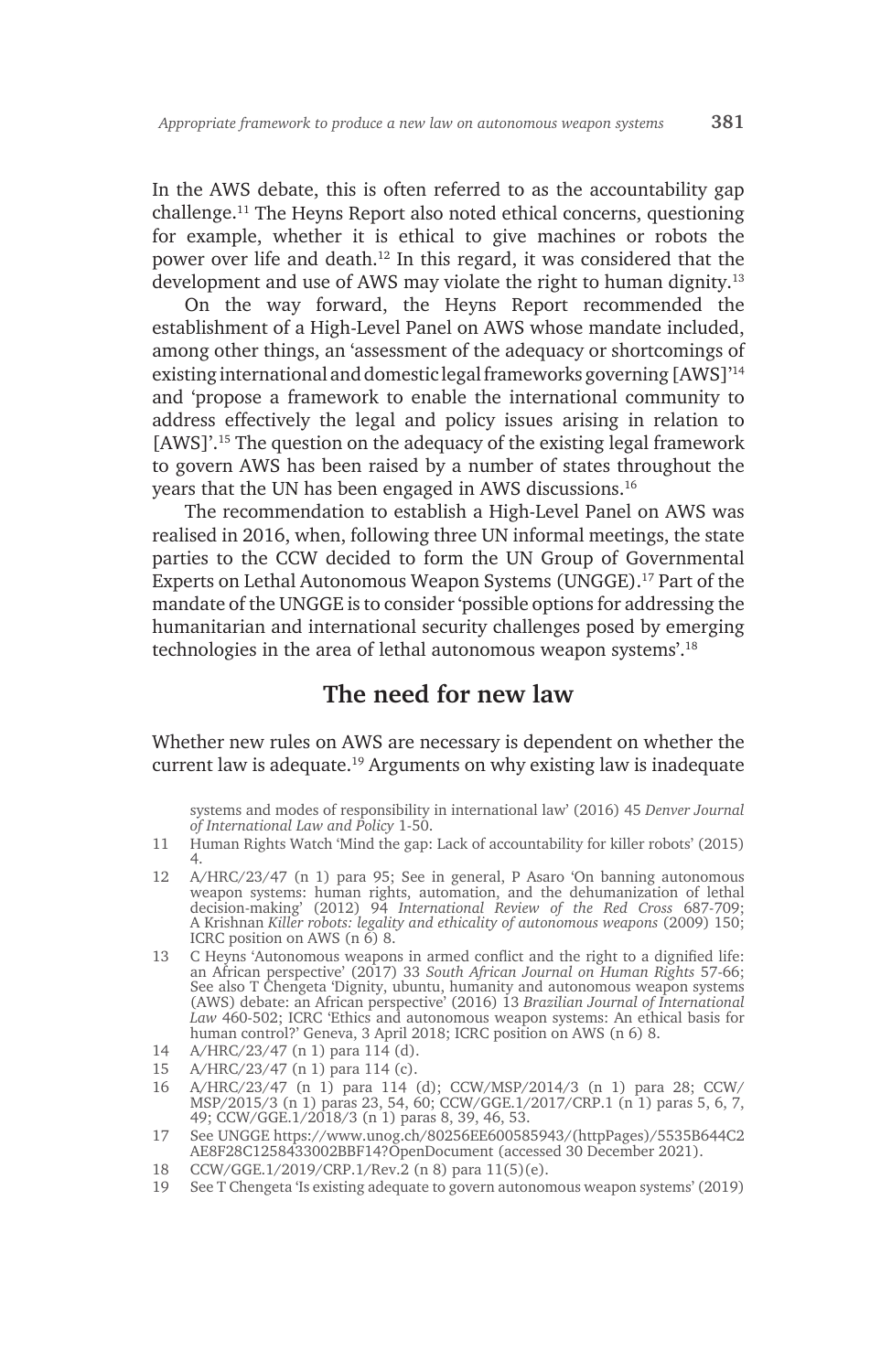In the AWS debate, this is often referred to as the accountability gap challenge.[11] The Heyns Report also noted ethical concerns, questioning for example, whether it is ethical to give machines or robots the power over life and death.[12] In this regard, it was considered that the development and use of AWS may violate the right to human dignity.[13]

On the way forward, the Heyns Report recommended the establishment of a High-Level Panel on AWS whose mandate included, among other things, an 'assessment of the adequacy or shortcomings of existing international and domestic legal frameworks governing [AWS]'[14] and 'propose a framework to enable the international community to address effectively the legal and policy issues arising in relation to [AWS]'.[15] The question on the adequacy of the existing legal framework to govern AWS has been raised by a number of states throughout the years that the UN has been engaged in AWS discussions.[16]

The recommendation to establish a High-Level Panel on AWS was realised in 2016, when, following three UN informal meetings, the state parties to the CCW decided to form the UN Group of Governmental Experts on Lethal Autonomous Weapon Systems (UNGGE).[17] Part of the mandate of the UNGGE is to consider 'possible options for addressing the humanitarian and international security challenges posed by emerging technologies in the area of lethal autonomous weapon systems'.[18]

## The need for new law

Whether new rules on AWS are necessary is dependent on whether the current law is adequate.[19] Arguments on why existing law is inadequate

---

systems and modes of responsibility in international law' (2016) 45 *Denver Journal of International Law and Policy* 1-50.

11 Human Rights Watch 'Mind the gap: Lack of accountability for killer robots' (2015) 4.

12 A/HRC/23/47 (n 1) para 95; See in general, P Asaro 'On banning autonomous weapon systems: human rights, automation, and the dehumanization of lethal decision-making' (2012) 94 *International Review of the Red Cross* 687-709; A Krishnan *Killer robots: legality and ethicality of autonomous weapons* (2009) 150; ICRC position on AWS (n 6) 8.

13 C Heyns 'Autonomous weapons in armed conflict and the right to a dignified life: an African perspective' (2017) 33 *South African Journal on Human Rights* 57-66; See also T Chengeta 'Dignity, ubuntu, humanity and autonomous weapon systems (AWS) debate: an African perspective' (2016) 13 *Brazilian Journal of International Law* 460-502; ICRC 'Ethics and autonomous weapon systems: An ethical basis for human control?' Geneva, 3 April 2018; ICRC position on AWS (n 6) 8.

14 A/HRC/23/47 (n 1) para 114 (d).

15 A/HRC/23/47 (n 1) para 114 (c).

16 A/HRC/23/47 (n 1) para 114 (d); CCW/MSP/2014/3 (n 1) para 28; CCW/MSP/2015/3 (n 1) paras 23, 54, 60; CCW/GGE.1/2017/CRP.1 (n 1) paras 5, 6, 7, 49; CCW/GGE.1/2018/3 (n 1) paras 8, 39, 46, 53.

17 See UNGGE https://www.unog.ch/80256EE600585943/(httpPages)/5535B644C2AE8F28C1258433002BBF14?OpenDocument (accessed 30 December 2021).

18 CCW/GGE.1/2019/CRP.1/Rev.2 (n 8) para 11(5)(e).

19 See T Chengeta 'Is existing adequate to govern autonomous weapon systems' (2019)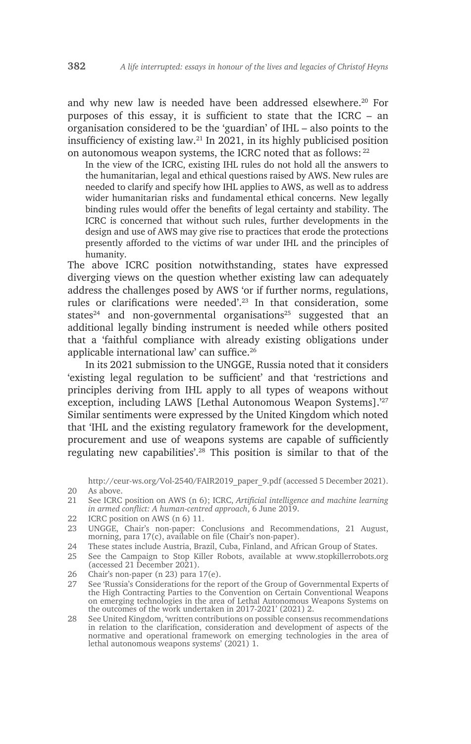and why new law is needed have been addressed elsewhere.[20] For purposes of this essay, it is sufficient to state that the ICRC – an organisation considered to be the 'guardian' of IHL – also points to the insufficiency of existing law.[21] In 2021, in its highly publicised position on autonomous weapon systems, the ICRC noted that as follows: [22]

> In the view of the ICRC, existing IHL rules do not hold all the answers to the humanitarian, legal and ethical questions raised by AWS. New rules are needed to clarify and specify how IHL applies to AWS, as well as to address wider humanitarian risks and fundamental ethical concerns. New legally binding rules would offer the benefits of legal certainty and stability. The ICRC is concerned that without such rules, further developments in the design and use of AWS may give rise to practices that erode the protections presently afforded to the victims of war under IHL and the principles of humanity.

The above ICRC position notwithstanding, states have expressed diverging views on the question whether existing law can adequately address the challenges posed by AWS 'or if further norms, regulations, rules or clarifications were needed'.[23] In that consideration, some states[24] and non-governmental organisations[25] suggested that an additional legally binding instrument is needed while others posited that a 'faithful compliance with already existing obligations under applicable international law' can suffice.[26]

In its 2021 submission to the UNGGE, Russia noted that it considers 'existing legal regulation to be sufficient' and that 'restrictions and principles deriving from IHL apply to all types of weapons without exception, including LAWS [Lethal Autonomous Weapon Systems].'[27] Similar sentiments were expressed by the United Kingdom which noted that 'IHL and the existing regulatory framework for the development, procurement and use of weapons systems are capable of sufficiently regulating new capabilities'.[28] This position is similar to that of the

http://ceur-ws.org/Vol-2540/FAIR2019_paper_9.pdf (accessed 5 December 2021).

20 As above.

21 See ICRC position on AWS (n 6); ICRC, *Artificial intelligence and machine learning in armed conflict: A human-centred approach*, 6 June 2019.

22 ICRC position on AWS (n 6) 11.

23 UNGGE, Chair's non-paper: Conclusions and Recommendations, 21 August, morning, para 17(c), available on file (Chair's non-paper).

24 These states include Austria, Brazil, Cuba, Finland, and African Group of States.

25 See the Campaign to Stop Killer Robots, available at www.stopkillerrobots.org (accessed 21 December 2021).

26 Chair's non-paper (n 23) para 17(e).

27 See 'Russia's Considerations for the report of the Group of Governmental Experts of the High Contracting Parties to the Convention on Certain Conventional Weapons on emerging technologies in the area of Lethal Autonomous Weapons Systems on the outcomes of the work undertaken in 2017-2021' (2021) 2.

28 See United Kingdom, 'written contributions on possible consensus recommendations in relation to the clarification, consideration and development of aspects of the normative and operational framework on emerging technologies in the area of lethal autonomous weapons systems' (2021) 1.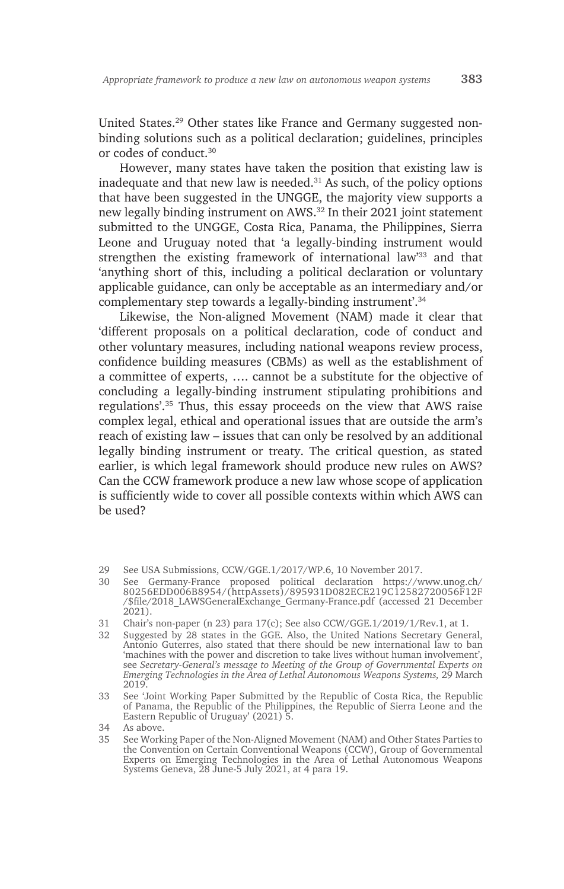United States.[29] Other states like France and Germany suggested non-binding solutions such as a political declaration; guidelines, principles or codes of conduct.[30]

However, many states have taken the position that existing law is inadequate and that new law is needed.[31] As such, of the policy options that have been suggested in the UNGGE, the majority view supports a new legally binding instrument on AWS.[32] In their 2021 joint statement submitted to the UNGGE, Costa Rica, Panama, the Philippines, Sierra Leone and Uruguay noted that 'a legally-binding instrument would strengthen the existing framework of international law'[33] and that 'anything short of this, including a political declaration or voluntary applicable guidance, can only be acceptable as an intermediary and/or complementary step towards a legally-binding instrument'.[34]

Likewise, the Non-aligned Movement (NAM) made it clear that 'different proposals on a political declaration, code of conduct and other voluntary measures, including national weapons review process, confidence building measures (CBMs) as well as the establishment of a committee of experts, …. cannot be a substitute for the objective of concluding a legally-binding instrument stipulating prohibitions and regulations'.[35] Thus, this essay proceeds on the view that AWS raise complex legal, ethical and operational issues that are outside the arm's reach of existing law – issues that can only be resolved by an additional legally binding instrument or treaty. The critical question, as stated earlier, is which legal framework should produce new rules on AWS? Can the CCW framework produce a new law whose scope of application is sufficiently wide to cover all possible contexts within which AWS can be used?

---

29 See USA Submissions, CCW/GGE.1/2017/WP.6, 10 November 2017.

30 See Germany-France proposed political declaration https://www.unog.ch/80256EDD006B8954/(httpAssets)/895931D082ECE219C12582720056F12F/$file/2018_LAWSGeneralExchange_Germany-France.pdf (accessed 21 December 2021).

31 Chair's non-paper (n 23) para 17(c); See also CCW/GGE.1/2019/1/Rev.1, at 1.

32 Suggested by 28 states in the GGE. Also, the United Nations Secretary General, Antonio Guterres, also stated that there should be new international law to ban 'machines with the power and discretion to take lives without human involvement', see *Secretary-General's message to Meeting of the Group of Governmental Experts on Emerging Technologies in the Area of Lethal Autonomous Weapons Systems,* 29 March 2019.

33 See 'Joint Working Paper Submitted by the Republic of Costa Rica, the Republic of Panama, the Republic of the Philippines, the Republic of Sierra Leone and the Eastern Republic of Uruguay' (2021) 5.

34 As above.

35 See Working Paper of the Non-Aligned Movement (NAM) and Other States Parties to the Convention on Certain Conventional Weapons (CCW), Group of Governmental Experts on Emerging Technologies in the Area of Lethal Autonomous Weapons Systems Geneva, 28 June-5 July 2021, at 4 para 19.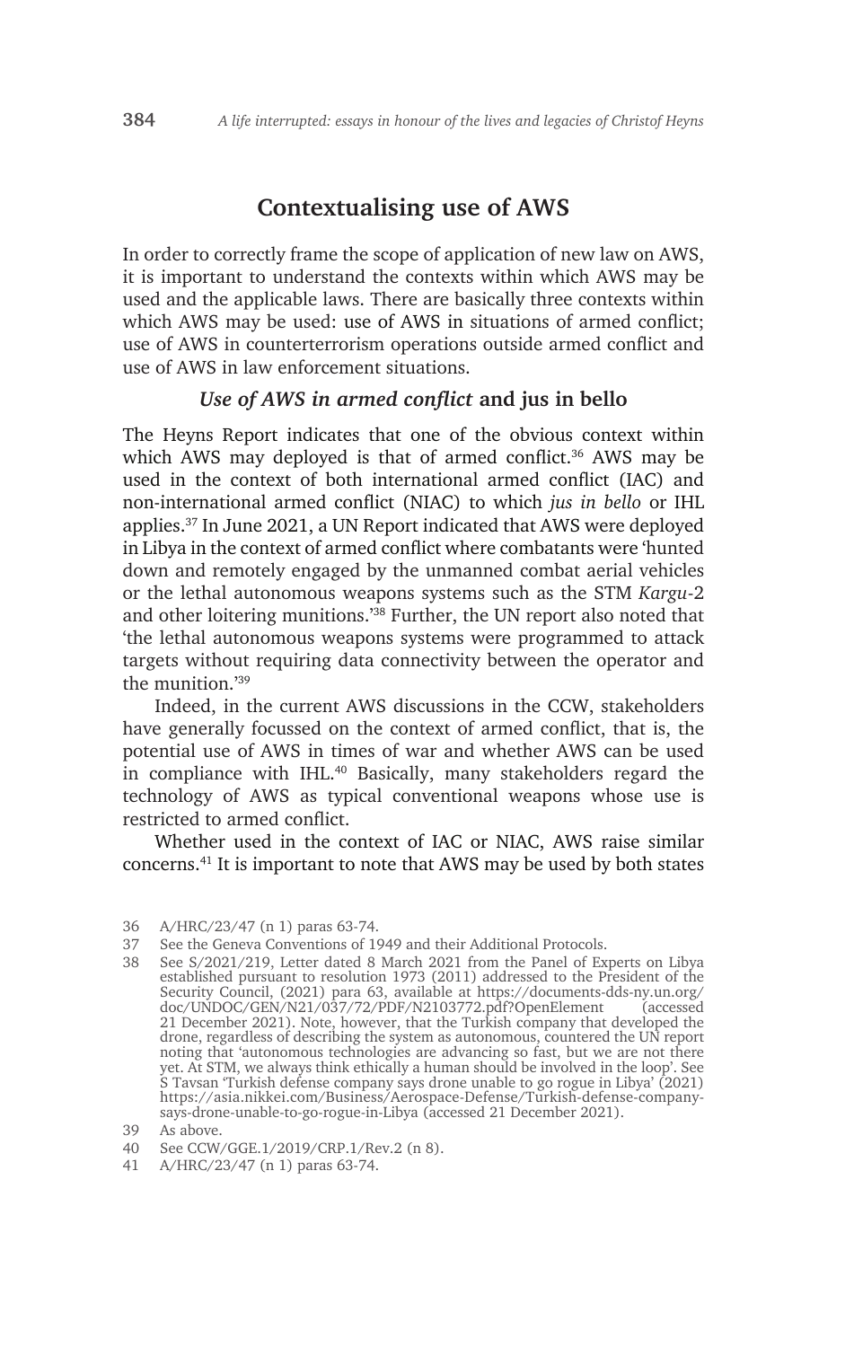## Contextualising use of AWS

In order to correctly frame the scope of application of new law on AWS, it is important to understand the contexts within which AWS may be used and the applicable laws. There are basically three contexts within which AWS may be used: use of AWS in situations of armed conflict; use of AWS in counterterrorism operations outside armed conflict and use of AWS in law enforcement situations.

### *Use of AWS in armed conflict* and jus in bello

The Heyns Report indicates that one of the obvious context within which AWS may deployed is that of armed conflict.[36] AWS may be used in the context of both international armed conflict (IAC) and non-international armed conflict (NIAC) to which *jus in bello* or IHL applies.[37] In June 2021, a UN Report indicated that AWS were deployed in Libya in the context of armed conflict where combatants were 'hunted down and remotely engaged by the unmanned combat aerial vehicles or the lethal autonomous weapons systems such as the STM *Kargu*-2 and other loitering munitions.'[38] Further, the UN report also noted that 'the lethal autonomous weapons systems were programmed to attack targets without requiring data connectivity between the operator and the munition.'[39]

Indeed, in the current AWS discussions in the CCW, stakeholders have generally focussed on the context of armed conflict, that is, the potential use of AWS in times of war and whether AWS can be used in compliance with IHL.[40] Basically, many stakeholders regard the technology of AWS as typical conventional weapons whose use is restricted to armed conflict.

Whether used in the context of IAC or NIAC, AWS raise similar concerns.[41] It is important to note that AWS may be used by both states

---

36 A/HRC/23/47 (n 1) paras 63-74.

37 See the Geneva Conventions of 1949 and their Additional Protocols.

38 See S/2021/219, Letter dated 8 March 2021 from the Panel of Experts on Libya established pursuant to resolution 1973 (2011) addressed to the President of the Security Council, (2021) para 63, available at https://documents-dds-ny.un.org/doc/UNDOC/GEN/N21/037/72/PDF/N2103772.pdf?OpenElement (accessed 21 December 2021). Note, however, that the Turkish company that developed the drone, regardless of describing the system as autonomous, countered the UN report noting that 'autonomous technologies are advancing so fast, but we are not there yet. At STM, we always think ethically a human should be involved in the loop'. See S Tavsan 'Turkish defense company says drone unable to go rogue in Libya' (2021) https://asia.nikkei.com/Business/Aerospace-Defense/Turkish-defense-company-says-drone-unable-to-go-rogue-in-Libya (accessed 21 December 2021).

39 As above.

40 See CCW/GGE.1/2019/CRP.1/Rev.2 (n 8).

41 A/HRC/23/47 (n 1) paras 63-74.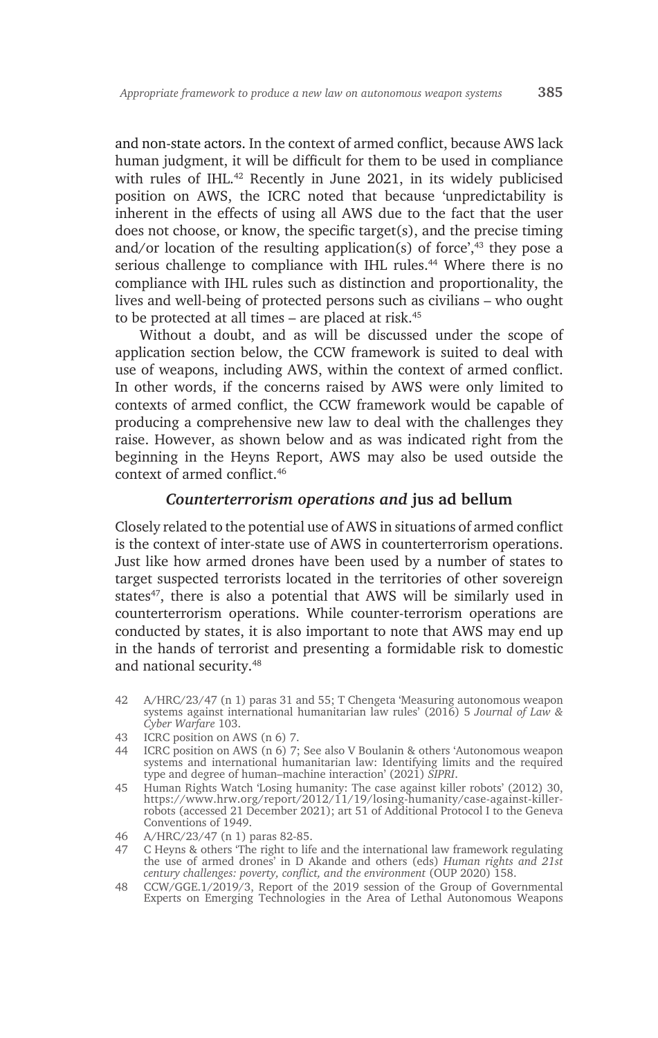and non-state actors. In the context of armed conflict, because AWS lack human judgment, it will be difficult for them to be used in compliance with rules of IHL.[42] Recently in June 2021, in its widely publicised position on AWS, the ICRC noted that because 'unpredictability is inherent in the effects of using all AWS due to the fact that the user does not choose, or know, the specific target(s), and the precise timing and/or location of the resulting application(s) of force',[43] they pose a serious challenge to compliance with IHL rules.[44] Where there is no compliance with IHL rules such as distinction and proportionality, the lives and well-being of protected persons such as civilians – who ought to be protected at all times – are placed at risk.[45]

Without a doubt, and as will be discussed under the scope of application section below, the CCW framework is suited to deal with use of weapons, including AWS, within the context of armed conflict. In other words, if the concerns raised by AWS were only limited to contexts of armed conflict, the CCW framework would be capable of producing a comprehensive new law to deal with the challenges they raise. However, as shown below and as was indicated right from the beginning in the Heyns Report, AWS may also be used outside the context of armed conflict.[46]

### *Counterterrorism operations and* **jus ad bellum**

Closely related to the potential use of AWS in situations of armed conflict is the context of inter-state use of AWS in counterterrorism operations. Just like how armed drones have been used by a number of states to target suspected terrorists located in the territories of other sovereign states[47], there is also a potential that AWS will be similarly used in counterterrorism operations. While counter-terrorism operations are conducted by states, it is also important to note that AWS may end up in the hands of terrorist and presenting a formidable risk to domestic and national security.[48]

42 A/HRC/23/47 (n 1) paras 31 and 55; T Chengeta 'Measuring autonomous weapon systems against international humanitarian law rules' (2016) 5 *Journal of Law & Cyber Warfare* 103.

43 ICRC position on AWS (n 6) 7.

44 ICRC position on AWS (n 6) 7; See also V Boulanin & others 'Autonomous weapon systems and international humanitarian law: Identifying limits and the required type and degree of human–machine interaction' (2021) *SIPRI*.

45 Human Rights Watch 'Losing humanity: The case against killer robots' (2012) 30, https://www.hrw.org/report/2012/11/19/losing-humanity/case-against-killer-robots (accessed 21 December 2021); art 51 of Additional Protocol I to the Geneva Conventions of 1949.

46 A/HRC/23/47 (n 1) paras 82-85.

47 C Heyns & others 'The right to life and the international law framework regulating the use of armed drones' in D Akande and others (eds) *Human rights and 21st century challenges: poverty, conflict, and the environment* (OUP 2020) 158.

48 CCW/GGE.1/2019/3, Report of the 2019 session of the Group of Governmental Experts on Emerging Technologies in the Area of Lethal Autonomous Weapons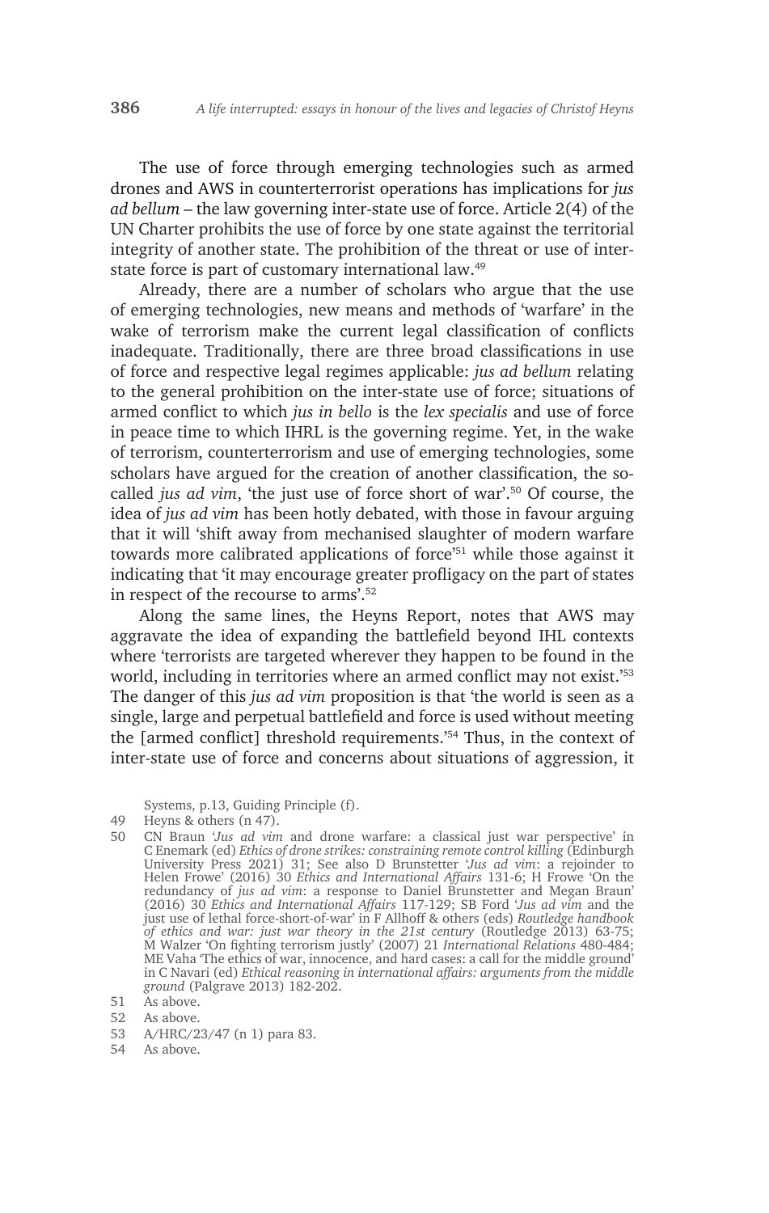The use of force through emerging technologies such as armed drones and AWS in counterterrorist operations has implications for *jus ad bellum* – the law governing inter-state use of force. Article 2(4) of the UN Charter prohibits the use of force by one state against the territorial integrity of another state. The prohibition of the threat or use of inter-state force is part of customary international law.[49]

Already, there are a number of scholars who argue that the use of emerging technologies, new means and methods of 'warfare' in the wake of terrorism make the current legal classification of conflicts inadequate. Traditionally, there are three broad classifications in use of force and respective legal regimes applicable: *jus ad bellum* relating to the general prohibition on the inter-state use of force; situations of armed conflict to which *jus in bello* is the *lex specialis* and use of force in peace time to which IHRL is the governing regime. Yet, in the wake of terrorism, counterterrorism and use of emerging technologies, some scholars have argued for the creation of another classification, the so-called *jus ad vim*, 'the just use of force short of war'.[50] Of course, the idea of *jus ad vim* has been hotly debated, with those in favour arguing that it will 'shift away from mechanised slaughter of modern warfare towards more calibrated applications of force'[51] while those against it indicating that 'it may encourage greater profligacy on the part of states in respect of the recourse to arms'.[52]

Along the same lines, the Heyns Report, notes that AWS may aggravate the idea of expanding the battlefield beyond IHL contexts where 'terrorists are targeted wherever they happen to be found in the world, including in territories where an armed conflict may not exist.'[53] The danger of this *jus ad vim* proposition is that 'the world is seen as a single, large and perpetual battlefield and force is used without meeting the [armed conflict] threshold requirements.'[54] Thus, in the context of inter-state use of force and concerns about situations of aggression, it

Systems, p.13, Guiding Principle (f).

49 Heyns & others (n 47).

50 CN Braun '*Jus ad vim* and drone warfare: a classical just war perspective' in C Enemark (ed) *Ethics of drone strikes: constraining remote control killing* (Edinburgh University Press 2021) 31; See also D Brunstetter '*Jus ad vim*: a rejoinder to Helen Frowe' (2016) 30 *Ethics and International Affairs* 131-6; H Frowe 'On the redundancy of *jus ad vim*: a response to Daniel Brunstetter and Megan Braun' (2016) 30 *Ethics and International Affairs* 117-129; SB Ford '*Jus ad vim* and the just use of lethal force-short-of-war' in F Allhoff & others (eds) *Routledge handbook of ethics and war: just war theory in the 21st century* (Routledge 2013) 63-75; M Walzer 'On fighting terrorism justly' (2007) 21 *International Relations* 480-484; ME Vaha 'The ethics of war, innocence, and hard cases: a call for the middle ground' in C Navari (ed) *Ethical reasoning in international affairs: arguments from the middle ground* (Palgrave 2013) 182-202.

51 As above.

52 As above.

53 A/HRC/23/47 (n 1) para 83.

54 As above.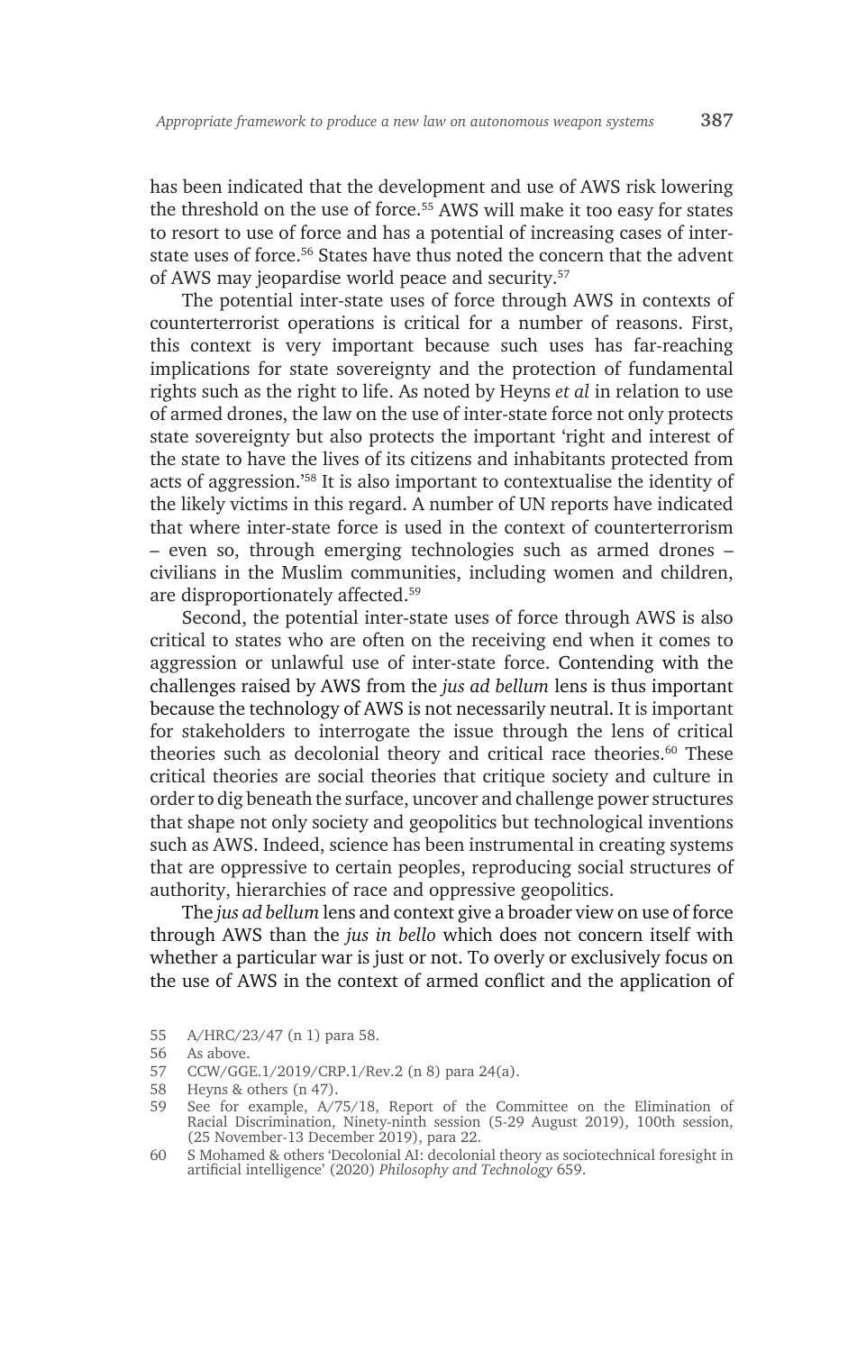has been indicated that the development and use of AWS risk lowering the threshold on the use of force.[55] AWS will make it too easy for states to resort to use of force and has a potential of increasing cases of inter-state uses of force.[56] States have thus noted the concern that the advent of AWS may jeopardise world peace and security.[57]

The potential inter-state uses of force through AWS in contexts of counterterrorist operations is critical for a number of reasons. First, this context is very important because such uses has far-reaching implications for state sovereignty and the protection of fundamental rights such as the right to life. As noted by Heyns *et al* in relation to use of armed drones, the law on the use of inter-state force not only protects state sovereignty but also protects the important 'right and interest of the state to have the lives of its citizens and inhabitants protected from acts of aggression.'[58] It is also important to contextualise the identity of the likely victims in this regard. A number of UN reports have indicated that where inter-state force is used in the context of counterterrorism – even so, through emerging technologies such as armed drones – civilians in the Muslim communities, including women and children, are disproportionately affected.[59]

Second, the potential inter-state uses of force through AWS is also critical to states who are often on the receiving end when it comes to aggression or unlawful use of inter-state force. Contending with the challenges raised by AWS from the *jus ad bellum* lens is thus important because the technology of AWS is not necessarily neutral. It is important for stakeholders to interrogate the issue through the lens of critical theories such as decolonial theory and critical race theories.[60] These critical theories are social theories that critique society and culture in order to dig beneath the surface, uncover and challenge power structures that shape not only society and geopolitics but technological inventions such as AWS. Indeed, science has been instrumental in creating systems that are oppressive to certain peoples, reproducing social structures of authority, hierarchies of race and oppressive geopolitics.

The *jus ad bellum* lens and context give a broader view on use of force through AWS than the *jus in bello* which does not concern itself with whether a particular war is just or not. To overly or exclusively focus on the use of AWS in the context of armed conflict and the application of

55 A/HRC/23/47 (n 1) para 58.

56 As above.

57 CCW/GGE.1/2019/CRP.1/Rev.2 (n 8) para 24(a).

58 Heyns & others (n 47).

59 See for example, A/75/18, Report of the Committee on the Elimination of Racial Discrimination, Ninety-ninth session (5-29 August 2019), 100th session, (25 November-13 December 2019), para 22.

60 S Mohamed & others 'Decolonial AI: decolonial theory as sociotechnical foresight in artificial intelligence' (2020) *Philosophy and Technology* 659.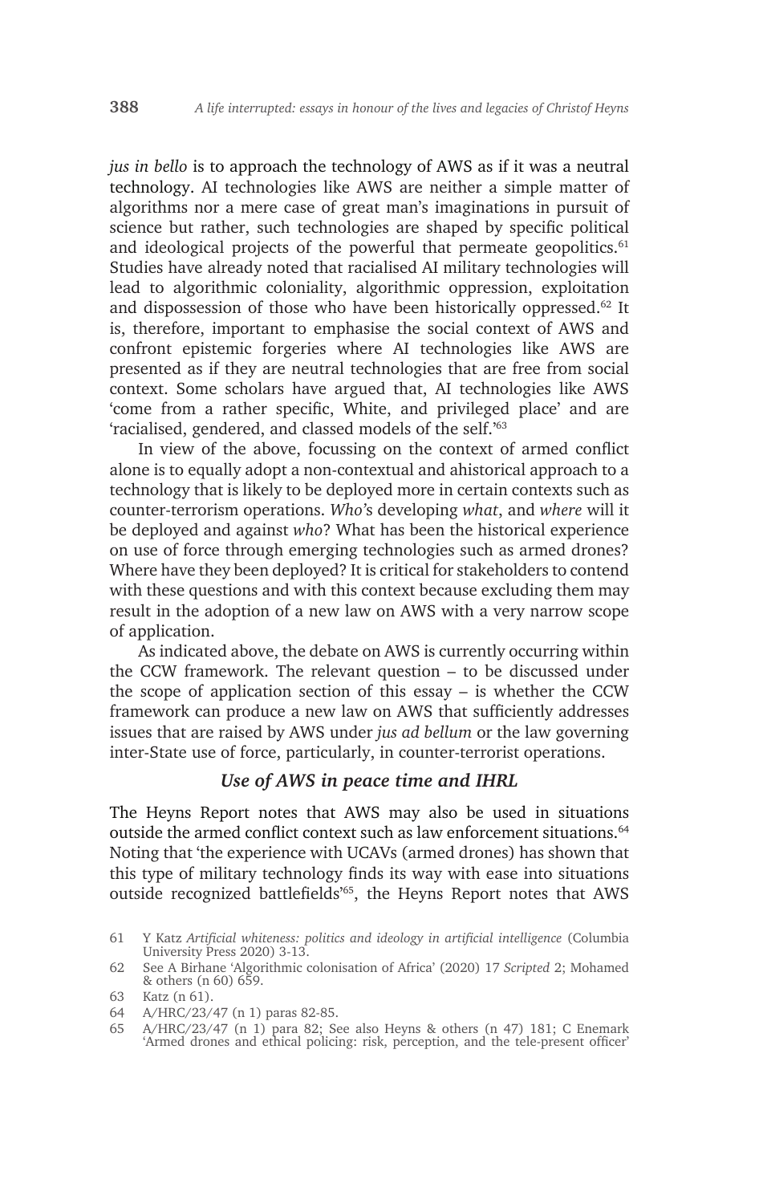*jus in bello* is to approach the technology of AWS as if it was a neutral technology. AI technologies like AWS are neither a simple matter of algorithms nor a mere case of great man's imaginations in pursuit of science but rather, such technologies are shaped by specific political and ideological projects of the powerful that permeate geopolitics.[61] Studies have already noted that racialised AI military technologies will lead to algorithmic coloniality, algorithmic oppression, exploitation and dispossession of those who have been historically oppressed.[62] It is, therefore, important to emphasise the social context of AWS and confront epistemic forgeries where AI technologies like AWS are presented as if they are neutral technologies that are free from social context. Some scholars have argued that, AI technologies like AWS 'come from a rather specific, White, and privileged place' and are 'racialised, gendered, and classed models of the self.'[63]

In view of the above, focussing on the context of armed conflict alone is to equally adopt a non-contextual and ahistorical approach to a technology that is likely to be deployed more in certain contexts such as counter-terrorism operations. *Who's* developing *what*, and *where* will it be deployed and against *who*? What has been the historical experience on use of force through emerging technologies such as armed drones? Where have they been deployed? It is critical for stakeholders to contend with these questions and with this context because excluding them may result in the adoption of a new law on AWS with a very narrow scope of application.

As indicated above, the debate on AWS is currently occurring within the CCW framework. The relevant question – to be discussed under the scope of application section of this essay – is whether the CCW framework can produce a new law on AWS that sufficiently addresses issues that are raised by AWS under *jus ad bellum* or the law governing inter-State use of force, particularly, in counter-terrorist operations.

### *Use of AWS in peace time and IHRL*

The Heyns Report notes that AWS may also be used in situations outside the armed conflict context such as law enforcement situations.[64] Noting that 'the experience with UCAVs (armed drones) has shown that this type of military technology finds its way with ease into situations outside recognized battlefields'[65], the Heyns Report notes that AWS

---

61 Y Katz *Artificial whiteness: politics and ideology in artificial intelligence* (Columbia University Press 2020) 3-13.

62 See A Birhane 'Algorithmic colonisation of Africa' (2020) 17 *Scripted* 2; Mohamed & others (n 60) 659.

63 Katz (n 61).

64 A/HRC/23/47 (n 1) paras 82-85.

65 A/HRC/23/47 (n 1) para 82; See also Heyns & others (n 47) 181; C Enemark 'Armed drones and ethical policing: risk, perception, and the tele-present officer'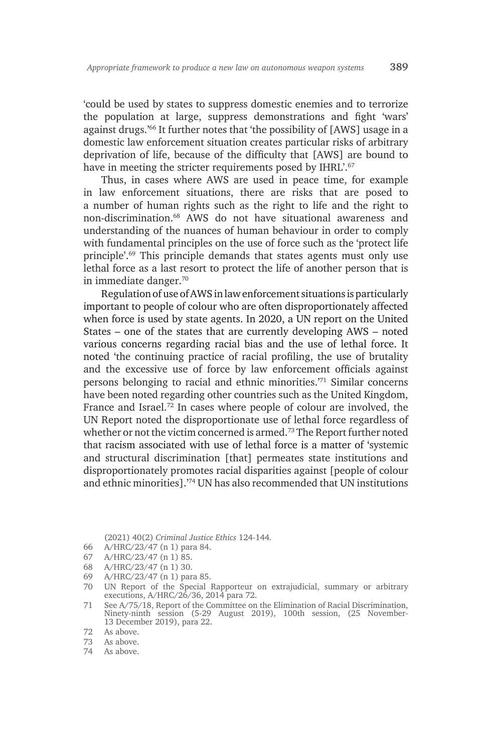'could be used by states to suppress domestic enemies and to terrorize the population at large, suppress demonstrations and fight 'wars' against drugs.'[66] It further notes that 'the possibility of [AWS] usage in a domestic law enforcement situation creates particular risks of arbitrary deprivation of life, because of the difficulty that [AWS] are bound to have in meeting the stricter requirements posed by IHRL'.[67]

Thus, in cases where AWS are used in peace time, for example in law enforcement situations, there are risks that are posed to a number of human rights such as the right to life and the right to non-discrimination.[68] AWS do not have situational awareness and understanding of the nuances of human behaviour in order to comply with fundamental principles on the use of force such as the 'protect life principle'.[69] This principle demands that states agents must only use lethal force as a last resort to protect the life of another person that is in immediate danger.[70]

Regulation of use of AWS in law enforcement situations is particularly important to people of colour who are often disproportionately affected when force is used by state agents. In 2020, a UN report on the United States – one of the states that are currently developing AWS – noted various concerns regarding racial bias and the use of lethal force. It noted 'the continuing practice of racial profiling, the use of brutality and the excessive use of force by law enforcement officials against persons belonging to racial and ethnic minorities.'[71] Similar concerns have been noted regarding other countries such as the United Kingdom, France and Israel.[72] In cases where people of colour are involved, the UN Report noted the disproportionate use of lethal force regardless of whether or not the victim concerned is armed.[73] The Report further noted that racism associated with use of lethal force is a matter of 'systemic and structural discrimination [that] permeates state institutions and disproportionately promotes racial disparities against [people of colour and ethnic minorities].'[74] UN has also recommended that UN institutions

(2021) 40(2) *Criminal Justice Ethics* 124-144.

66 A/HRC/23/47 (n 1) para 84.

67 A/HRC/23/47 (n 1) 85.

68 A/HRC/23/47 (n 1) 30.

69 A/HRC/23/47 (n 1) para 85.

70 UN Report of the Special Rapporteur on extrajudicial, summary or arbitrary executions, A/HRC/26/36, 2014 para 72.

71 See A/75/18, Report of the Committee on the Elimination of Racial Discrimination, Ninety-ninth session (5-29 August 2019), 100th session, (25 November-13 December 2019), para 22.

72 As above.

73 As above.

74 As above.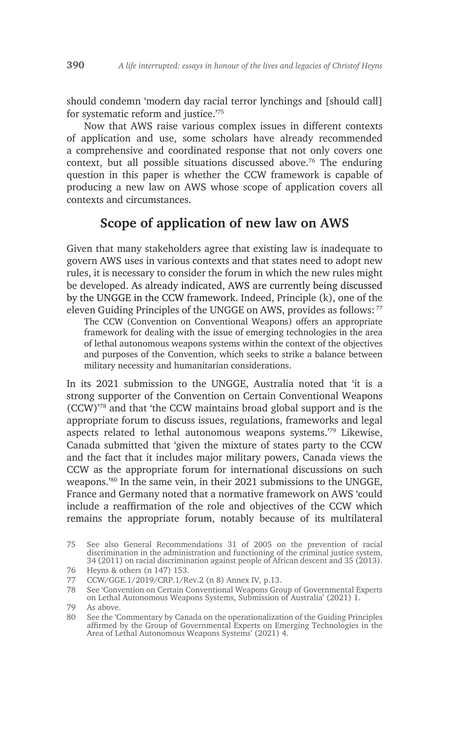should condemn 'modern day racial terror lynchings and [should call] for systematic reform and justice.'[75]

Now that AWS raise various complex issues in different contexts of application and use, some scholars have already recommended a comprehensive and coordinated response that not only covers one context, but all possible situations discussed above.[76] The enduring question in this paper is whether the CCW framework is capable of producing a new law on AWS whose scope of application covers all contexts and circumstances.

## Scope of application of new law on AWS

Given that many stakeholders agree that existing law is inadequate to govern AWS uses in various contexts and that states need to adopt new rules, it is necessary to consider the forum in which the new rules might be developed. As already indicated, AWS are currently being discussed by the UNGGE in the CCW framework. Indeed, Principle (k), one of the eleven Guiding Principles of the UNGGE on AWS, provides as follows: [77]

> The CCW (Convention on Conventional Weapons) offers an appropriate framework for dealing with the issue of emerging technologies in the area of lethal autonomous weapons systems within the context of the objectives and purposes of the Convention, which seeks to strike a balance between military necessity and humanitarian considerations.

In its 2021 submission to the UNGGE, Australia noted that 'it is a strong supporter of the Convention on Certain Conventional Weapons (CCW)'[78] and that 'the CCW maintains broad global support and is the appropriate forum to discuss issues, regulations, frameworks and legal aspects related to lethal autonomous weapons systems.'[79] Likewise, Canada submitted that 'given the mixture of states party to the CCW and the fact that it includes major military powers, Canada views the CCW as the appropriate forum for international discussions on such weapons.'[80] In the same vein, in their 2021 submissions to the UNGGE, France and Germany noted that a normative framework on AWS 'could include a reaffirmation of the role and objectives of the CCW which remains the appropriate forum, notably because of its multilateral

---

75 See also General Recommendations 31 of 2005 on the prevention of racial discrimination in the administration and functioning of the criminal justice system, 34 (2011) on racial discrimination against people of African descent and 35 (2013).

76 Heyns & others (n 147) 153.

77 CCW/GGE.1/2019/CRP.1/Rev.2 (n 8) Annex IV, p.13.

78 See 'Convention on Certain Conventional Weapons Group of Governmental Experts on Lethal Autonomous Weapons Systems, Submission of Australia' (2021) 1.

79 As above.

80 See the 'Commentary by Canada on the operationalization of the Guiding Principles affirmed by the Group of Governmental Experts on Emerging Technologies in the Area of Lethal Autonomous Weapons Systems' (2021) 4.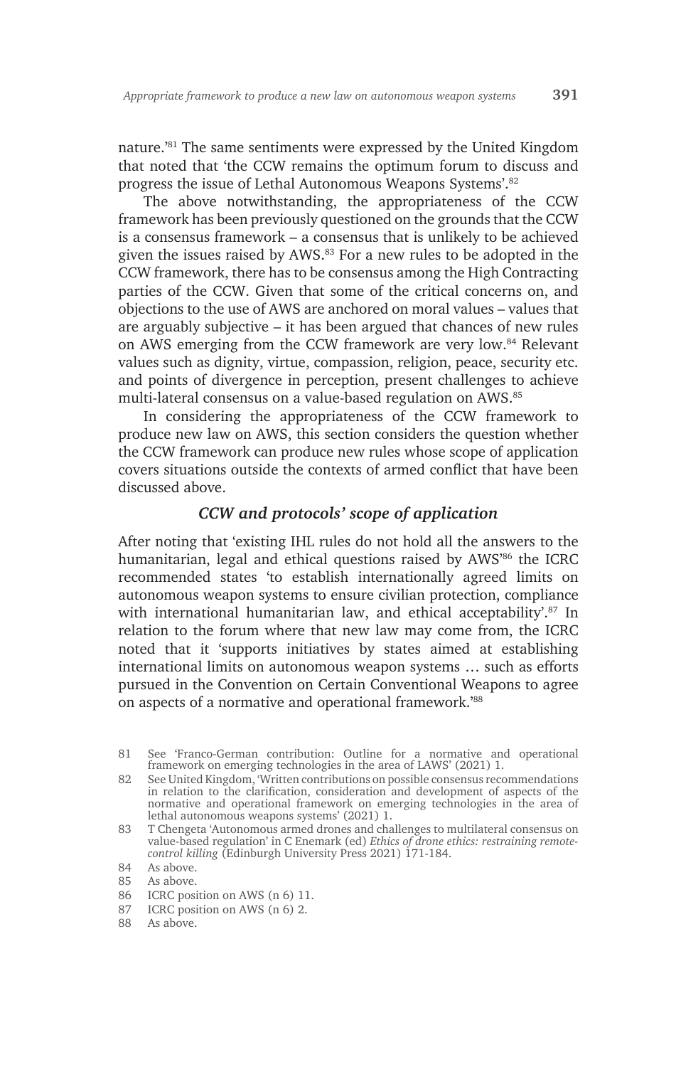nature.'[81] The same sentiments were expressed by the United Kingdom that noted that 'the CCW remains the optimum forum to discuss and progress the issue of Lethal Autonomous Weapons Systems'.[82]

The above notwithstanding, the appropriateness of the CCW framework has been previously questioned on the grounds that the CCW is a consensus framework – a consensus that is unlikely to be achieved given the issues raised by AWS.[83] For a new rules to be adopted in the CCW framework, there has to be consensus among the High Contracting parties of the CCW. Given that some of the critical concerns on, and objections to the use of AWS are anchored on moral values – values that are arguably subjective – it has been argued that chances of new rules on AWS emerging from the CCW framework are very low.[84] Relevant values such as dignity, virtue, compassion, religion, peace, security etc. and points of divergence in perception, present challenges to achieve multi-lateral consensus on a value-based regulation on AWS.[85]

In considering the appropriateness of the CCW framework to produce new law on AWS, this section considers the question whether the CCW framework can produce new rules whose scope of application covers situations outside the contexts of armed conflict that have been discussed above.

### *CCW and protocols' scope of application*

After noting that 'existing IHL rules do not hold all the answers to the humanitarian, legal and ethical questions raised by AWS'[86] the ICRC recommended states 'to establish internationally agreed limits on autonomous weapon systems to ensure civilian protection, compliance with international humanitarian law, and ethical acceptability'.[87] In relation to the forum where that new law may come from, the ICRC noted that it 'supports initiatives by states aimed at establishing international limits on autonomous weapon systems … such as efforts pursued in the Convention on Certain Conventional Weapons to agree on aspects of a normative and operational framework.'[88]

---

81 See 'Franco-German contribution: Outline for a normative and operational framework on emerging technologies in the area of LAWS' (2021) 1.

82 See United Kingdom, 'Written contributions on possible consensus recommendations in relation to the clarification, consideration and development of aspects of the normative and operational framework on emerging technologies in the area of lethal autonomous weapons systems' (2021) 1.

83 T Chengeta 'Autonomous armed drones and challenges to multilateral consensus on value-based regulation' in C Enemark (ed) *Ethics of drone ethics: restraining remote-control killing* (Edinburgh University Press 2021) 171-184.

84 As above.

85 As above.

86 ICRC position on AWS (n 6) 11.

87 ICRC position on AWS (n 6) 2.

88 As above.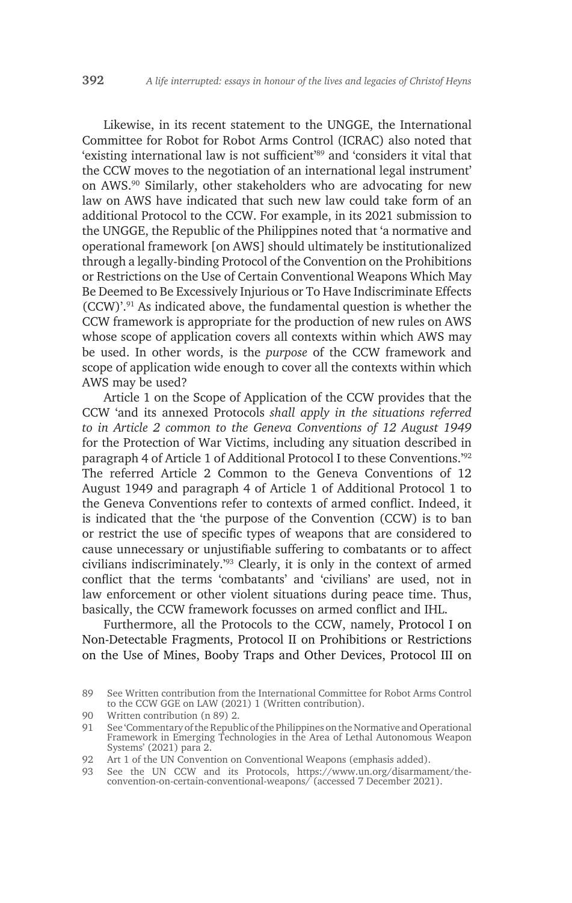Likewise, in its recent statement to the UNGGE, the International Committee for Robot for Robot Arms Control (ICRAC) also noted that 'existing international law is not sufficient'[89] and 'considers it vital that the CCW moves to the negotiation of an international legal instrument' on AWS.[90] Similarly, other stakeholders who are advocating for new law on AWS have indicated that such new law could take form of an additional Protocol to the CCW. For example, in its 2021 submission to the UNGGE, the Republic of the Philippines noted that 'a normative and operational framework [on AWS] should ultimately be institutionalized through a legally-binding Protocol of the Convention on the Prohibitions or Restrictions on the Use of Certain Conventional Weapons Which May Be Deemed to Be Excessively Injurious or To Have Indiscriminate Effects (CCW)'.[91] As indicated above, the fundamental question is whether the CCW framework is appropriate for the production of new rules on AWS whose scope of application covers all contexts within which AWS may be used. In other words, is the *purpose* of the CCW framework and scope of application wide enough to cover all the contexts within which AWS may be used?

Article 1 on the Scope of Application of the CCW provides that the CCW 'and its annexed Protocols *shall apply in the situations referred to in Article 2 common to the Geneva Conventions of 12 August 1949* for the Protection of War Victims, including any situation described in paragraph 4 of Article 1 of Additional Protocol I to these Conventions.'[92] The referred Article 2 Common to the Geneva Conventions of 12 August 1949 and paragraph 4 of Article 1 of Additional Protocol 1 to the Geneva Conventions refer to contexts of armed conflict. Indeed, it is indicated that the 'the purpose of the Convention (CCW) is to ban or restrict the use of specific types of weapons that are considered to cause unnecessary or unjustifiable suffering to combatants or to affect civilians indiscriminately.'[93] Clearly, it is only in the context of armed conflict that the terms 'combatants' and 'civilians' are used, not in law enforcement or other violent situations during peace time. Thus, basically, the CCW framework focusses on armed conflict and IHL.

Furthermore, all the Protocols to the CCW, namely, Protocol I on Non-Detectable Fragments, Protocol II on Prohibitions or Restrictions on the Use of Mines, Booby Traps and Other Devices, Protocol III on

---

89 See Written contribution from the International Committee for Robot Arms Control to the CCW GGE on LAW (2021) 1 (Written contribution).

90 Written contribution (n 89) 2.

91 See 'Commentary of the Republic of the Philippines on the Normative and Operational Framework in Emerging Technologies in the Area of Lethal Autonomous Weapon Systems' (2021) para 2.

92 Art 1 of the UN Convention on Conventional Weapons (emphasis added).

93 See the UN CCW and its Protocols, https://www.un.org/disarmament/the-convention-on-certain-conventional-weapons/ (accessed 7 December 2021).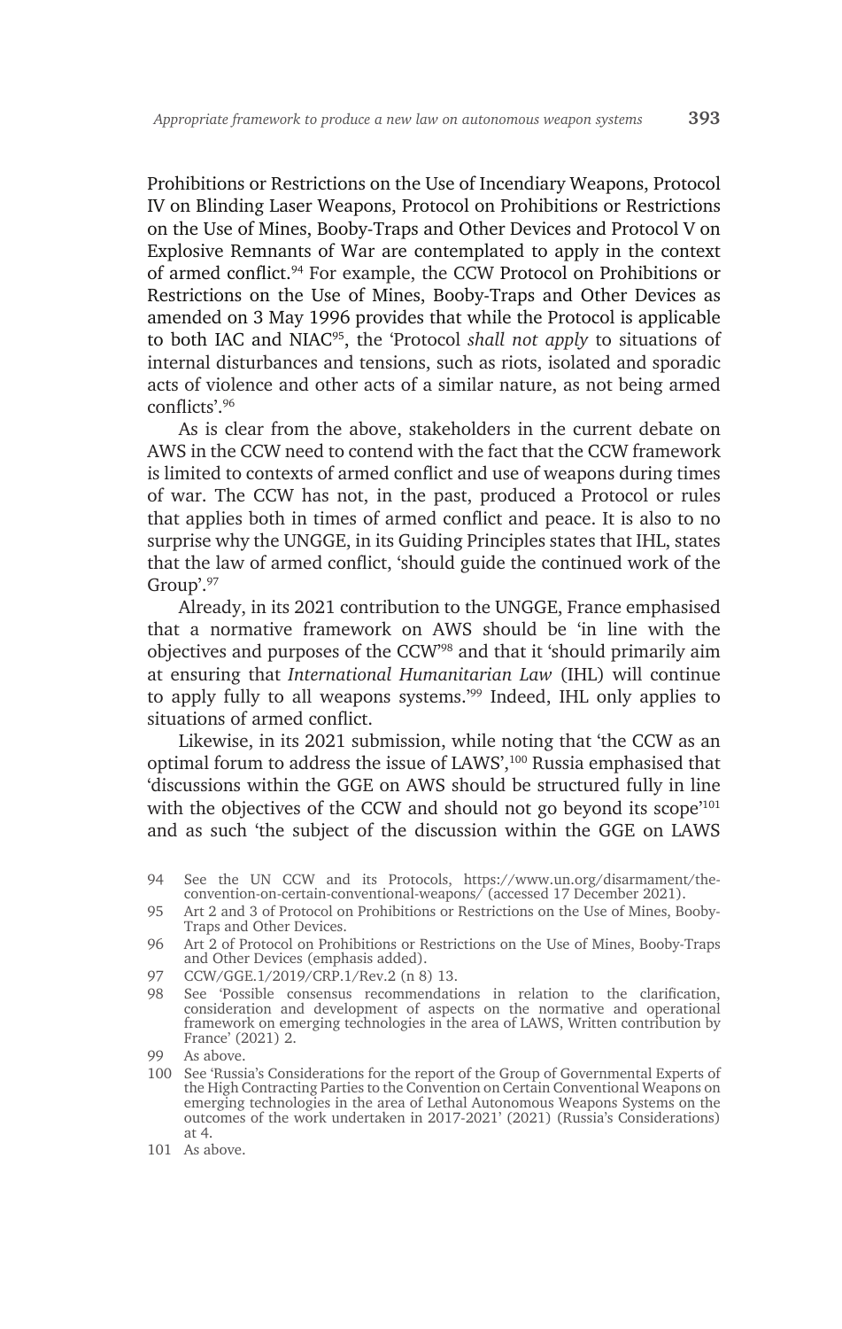Prohibitions or Restrictions on the Use of Incendiary Weapons, Protocol IV on Blinding Laser Weapons, Protocol on Prohibitions or Restrictions on the Use of Mines, Booby-Traps and Other Devices and Protocol V on Explosive Remnants of War are contemplated to apply in the context of armed conflict.[94] For example, the CCW Protocol on Prohibitions or Restrictions on the Use of Mines, Booby-Traps and Other Devices as amended on 3 May 1996 provides that while the Protocol is applicable to both IAC and NIAC[95], the 'Protocol *shall not apply* to situations of internal disturbances and tensions, such as riots, isolated and sporadic acts of violence and other acts of a similar nature, as not being armed conflicts'.[96]

As is clear from the above, stakeholders in the current debate on AWS in the CCW need to contend with the fact that the CCW framework is limited to contexts of armed conflict and use of weapons during times of war. The CCW has not, in the past, produced a Protocol or rules that applies both in times of armed conflict and peace. It is also to no surprise why the UNGGE, in its Guiding Principles states that IHL, states that the law of armed conflict, 'should guide the continued work of the Group'.[97]

Already, in its 2021 contribution to the UNGGE, France emphasised that a normative framework on AWS should be 'in line with the objectives and purposes of the CCW'[98] and that it 'should primarily aim at ensuring that *International Humanitarian Law* (IHL) will continue to apply fully to all weapons systems.'[99] Indeed, IHL only applies to situations of armed conflict.

Likewise, in its 2021 submission, while noting that 'the CCW as an optimal forum to address the issue of LAWS',[100] Russia emphasised that 'discussions within the GGE on AWS should be structured fully in line with the objectives of the CCW and should not go beyond its scope'[101] and as such 'the subject of the discussion within the GGE on LAWS

---

94 See the UN CCW and its Protocols, https://www.un.org/disarmament/the-convention-on-certain-conventional-weapons/ (accessed 17 December 2021).

95 Art 2 and 3 of Protocol on Prohibitions or Restrictions on the Use of Mines, Booby-Traps and Other Devices.

96 Art 2 of Protocol on Prohibitions or Restrictions on the Use of Mines, Booby-Traps and Other Devices (emphasis added).

97 CCW/GGE.1/2019/CRP.1/Rev.2 (n 8) 13.

98 See 'Possible consensus recommendations in relation to the clarification, consideration and development of aspects on the normative and operational framework on emerging technologies in the area of LAWS, Written contribution by France' (2021) 2.

99 As above.

100 See 'Russia's Considerations for the report of the Group of Governmental Experts of the High Contracting Parties to the Convention on Certain Conventional Weapons on emerging technologies in the area of Lethal Autonomous Weapons Systems on the outcomes of the work undertaken in 2017-2021' (2021) (Russia's Considerations) at 4.

101 As above.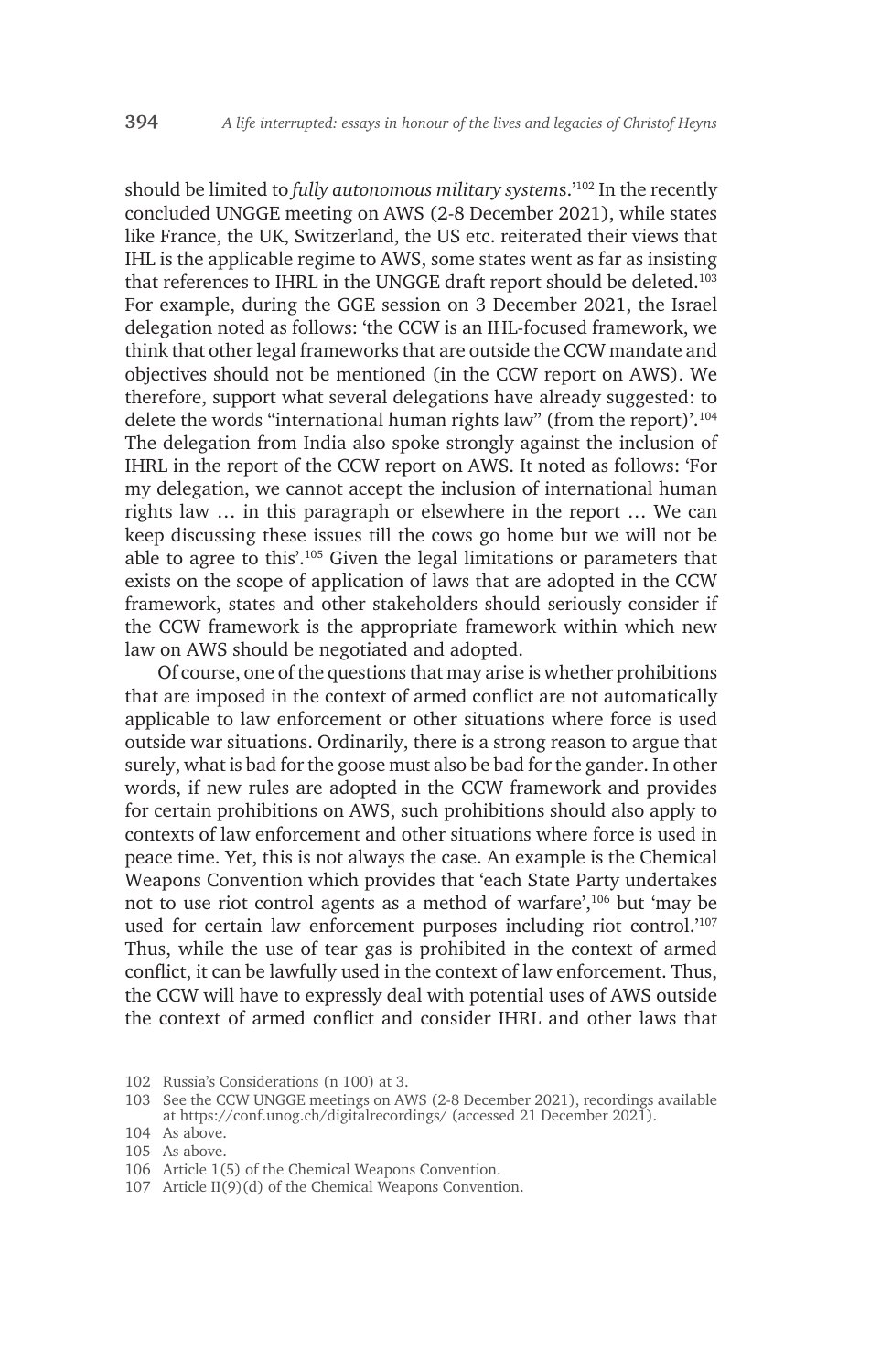should be limited to *fully autonomous military systems*.'[102] In the recently concluded UNGGE meeting on AWS (2-8 December 2021), while states like France, the UK, Switzerland, the US etc. reiterated their views that IHL is the applicable regime to AWS, some states went as far as insisting that references to IHRL in the UNGGE draft report should be deleted.[103] For example, during the GGE session on 3 December 2021, the Israel delegation noted as follows: 'the CCW is an IHL-focused framework, we think that other legal frameworks that are outside the CCW mandate and objectives should not be mentioned (in the CCW report on AWS). We therefore, support what several delegations have already suggested: to delete the words "international human rights law" (from the report)'.[104] The delegation from India also spoke strongly against the inclusion of IHRL in the report of the CCW report on AWS. It noted as follows: 'For my delegation, we cannot accept the inclusion of international human rights law … in this paragraph or elsewhere in the report … We can keep discussing these issues till the cows go home but we will not be able to agree to this'.[105] Given the legal limitations or parameters that exists on the scope of application of laws that are adopted in the CCW framework, states and other stakeholders should seriously consider if the CCW framework is the appropriate framework within which new law on AWS should be negotiated and adopted.

Of course, one of the questions that may arise is whether prohibitions that are imposed in the context of armed conflict are not automatically applicable to law enforcement or other situations where force is used outside war situations. Ordinarily, there is a strong reason to argue that surely, what is bad for the goose must also be bad for the gander. In other words, if new rules are adopted in the CCW framework and provides for certain prohibitions on AWS, such prohibitions should also apply to contexts of law enforcement and other situations where force is used in peace time. Yet, this is not always the case. An example is the Chemical Weapons Convention which provides that 'each State Party undertakes not to use riot control agents as a method of warfare',[106] but 'may be used for certain law enforcement purposes including riot control.'[107] Thus, while the use of tear gas is prohibited in the context of armed conflict, it can be lawfully used in the context of law enforcement. Thus, the CCW will have to expressly deal with potential uses of AWS outside the context of armed conflict and consider IHRL and other laws that

102 Russia's Considerations (n 100) at 3.

103 See the CCW UNGGE meetings on AWS (2-8 December 2021), recordings available at https://conf.unog.ch/digitalrecordings/ (accessed 21 December 2021).

104 As above.

105 As above.

106 Article 1(5) of the Chemical Weapons Convention.

107 Article II(9)(d) of the Chemical Weapons Convention.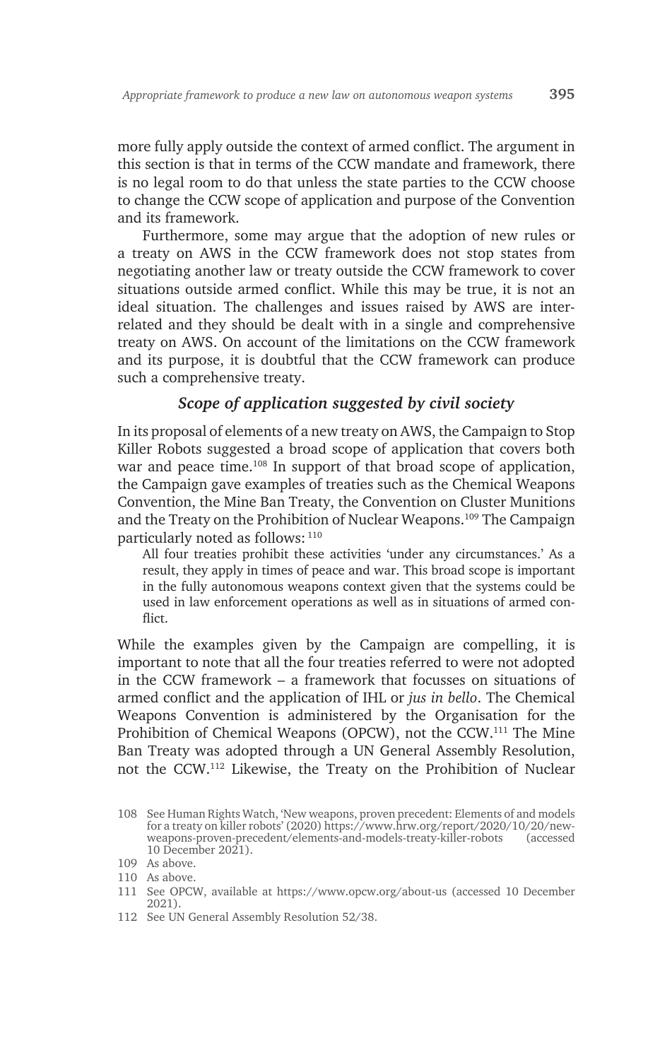more fully apply outside the context of armed conflict. The argument in this section is that in terms of the CCW mandate and framework, there is no legal room to do that unless the state parties to the CCW choose to change the CCW scope of application and purpose of the Convention and its framework.

Furthermore, some may argue that the adoption of new rules or a treaty on AWS in the CCW framework does not stop states from negotiating another law or treaty outside the CCW framework to cover situations outside armed conflict. While this may be true, it is not an ideal situation. The challenges and issues raised by AWS are interrelated and they should be dealt with in a single and comprehensive treaty on AWS. On account of the limitations on the CCW framework and its purpose, it is doubtful that the CCW framework can produce such a comprehensive treaty.

### *Scope of application suggested by civil society*

In its proposal of elements of a new treaty on AWS, the Campaign to Stop Killer Robots suggested a broad scope of application that covers both war and peace time.[108] In support of that broad scope of application, the Campaign gave examples of treaties such as the Chemical Weapons Convention, the Mine Ban Treaty, the Convention on Cluster Munitions and the Treaty on the Prohibition of Nuclear Weapons.[109] The Campaign particularly noted as follows: [110]

> All four treaties prohibit these activities 'under any circumstances.' As a result, they apply in times of peace and war. This broad scope is important in the fully autonomous weapons context given that the systems could be used in law enforcement operations as well as in situations of armed conflict.

While the examples given by the Campaign are compelling, it is important to note that all the four treaties referred to were not adopted in the CCW framework – a framework that focusses on situations of armed conflict and the application of IHL or *jus in bello*. The Chemical Weapons Convention is administered by the Organisation for the Prohibition of Chemical Weapons (OPCW), not the CCW.[111] The Mine Ban Treaty was adopted through a UN General Assembly Resolution, not the CCW.[112] Likewise, the Treaty on the Prohibition of Nuclear

---

108 See Human Rights Watch, 'New weapons, proven precedent: Elements of and models for a treaty on killer robots' (2020) https://www.hrw.org/report/2020/10/20/new-weapons-proven-precedent/elements-and-models-treaty-killer-robots (accessed 10 December 2021).

109 As above.

110 As above.

111 See OPCW, available at https://www.opcw.org/about-us (accessed 10 December 2021).

112 See UN General Assembly Resolution 52/38.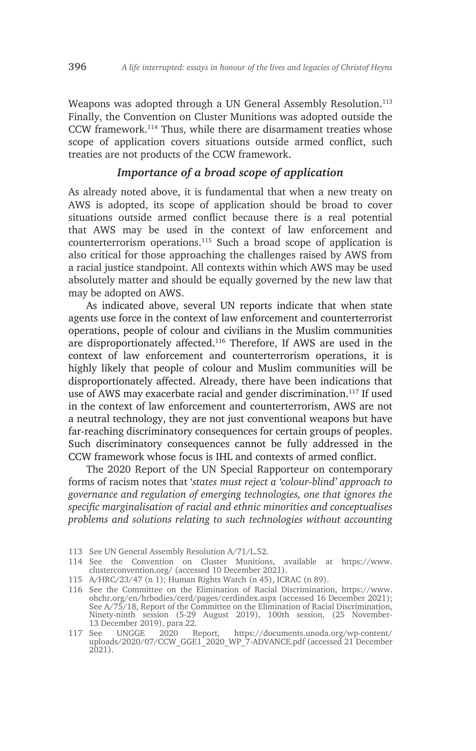Weapons was adopted through a UN General Assembly Resolution.[113] Finally, the Convention on Cluster Munitions was adopted outside the CCW framework.[114] Thus, while there are disarmament treaties whose scope of application covers situations outside armed conflict, such treaties are not products of the CCW framework.

### *Importance of a broad scope of application*

As already noted above, it is fundamental that when a new treaty on AWS is adopted, its scope of application should be broad to cover situations outside armed conflict because there is a real potential that AWS may be used in the context of law enforcement and counterterrorism operations.[115] Such a broad scope of application is also critical for those approaching the challenges raised by AWS from a racial justice standpoint. All contexts within which AWS may be used absolutely matter and should be equally governed by the new law that may be adopted on AWS.

As indicated above, several UN reports indicate that when state agents use force in the context of law enforcement and counterterrorist operations, people of colour and civilians in the Muslim communities are disproportionately affected.[116] Therefore, If AWS are used in the context of law enforcement and counterterrorism operations, it is highly likely that people of colour and Muslim communities will be disproportionately affected. Already, there have been indications that use of AWS may exacerbate racial and gender discrimination.[117] If used in the context of law enforcement and counterterrorism, AWS are not a neutral technology, they are not just conventional weapons but have far-reaching discriminatory consequences for certain groups of peoples. Such discriminatory consequences cannot be fully addressed in the CCW framework whose focus is IHL and contexts of armed conflict.

The 2020 Report of the UN Special Rapporteur on contemporary forms of racism notes that '*states must reject a 'colour-blind' approach to governance and regulation of emerging technologies, one that ignores the specific marginalisation of racial and ethnic minorities and conceptualises problems and solutions relating to such technologies without accounting*

---

113 See UN General Assembly Resolution A/71/L.52.

114 See the Convention on Cluster Munitions, available at https://www.clusterconvention.org/ (accessed 10 December 2021).

115 A/HRC/23/47 (n 1); Human Rights Watch (n 45), ICRAC (n 89).

116 See the Committee on the Elimination of Racial Discrimination, https://www.ohchr.org/en/hrbodies/cerd/pages/cerdindex.aspx (accessed 16 December 2021); See A/75/18, Report of the Committee on the Elimination of Racial Discrimination, Ninety-ninth session (5-29 August 2019), 100th session, (25 November-13 December 2019), para 22.

117 See UNGGE 2020 Report, https://documents.unoda.org/wp-content/uploads/2020/07/CCW_GGE1_2020_WP_7-ADVANCE.pdf (accessed 21 December 2021).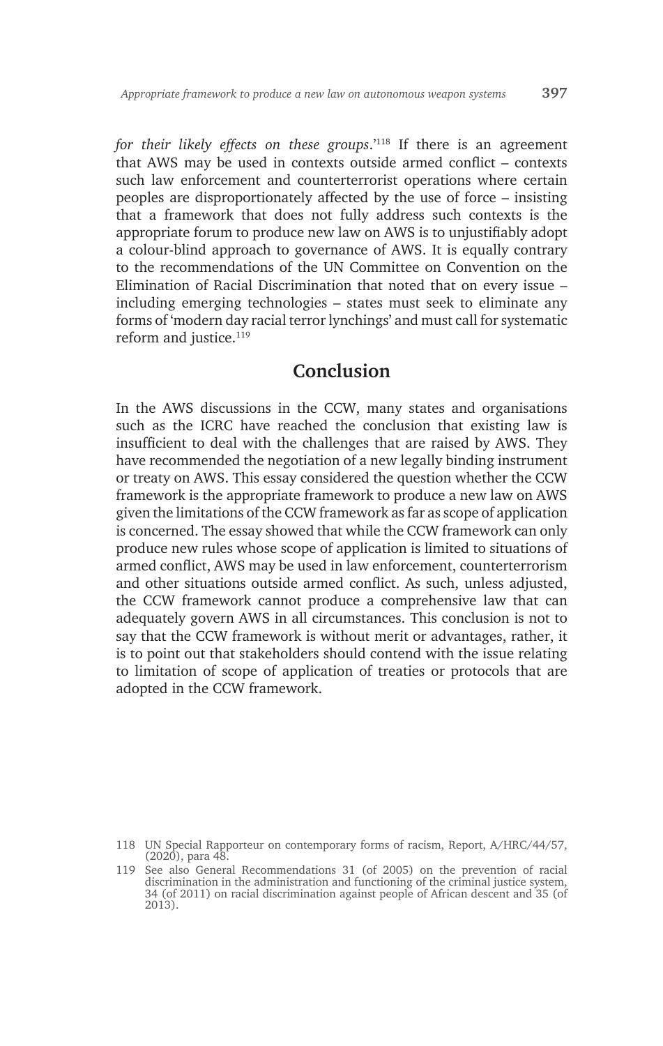*for their likely effects on these groups*.'[118] If there is an agreement that AWS may be used in contexts outside armed conflict – contexts such law enforcement and counterterrorist operations where certain peoples are disproportionately affected by the use of force – insisting that a framework that does not fully address such contexts is the appropriate forum to produce new law on AWS is to unjustifiably adopt a colour-blind approach to governance of AWS. It is equally contrary to the recommendations of the UN Committee on Convention on the Elimination of Racial Discrimination that noted that on every issue – including emerging technologies – states must seek to eliminate any forms of 'modern day racial terror lynchings' and must call for systematic reform and justice.[119]

## Conclusion

In the AWS discussions in the CCW, many states and organisations such as the ICRC have reached the conclusion that existing law is insufficient to deal with the challenges that are raised by AWS. They have recommended the negotiation of a new legally binding instrument or treaty on AWS. This essay considered the question whether the CCW framework is the appropriate framework to produce a new law on AWS given the limitations of the CCW framework as far as scope of application is concerned. The essay showed that while the CCW framework can only produce new rules whose scope of application is limited to situations of armed conflict, AWS may be used in law enforcement, counterterrorism and other situations outside armed conflict. As such, unless adjusted, the CCW framework cannot produce a comprehensive law that can adequately govern AWS in all circumstances. This conclusion is not to say that the CCW framework is without merit or advantages, rather, it is to point out that stakeholders should contend with the issue relating to limitation of scope of application of treaties or protocols that are adopted in the CCW framework.

118 UN Special Rapporteur on contemporary forms of racism, Report, A/HRC/44/57, (2020), para 48.

119 See also General Recommendations 31 (of 2005) on the prevention of racial discrimination in the administration and functioning of the criminal justice system, 34 (of 2011) on racial discrimination against people of African descent and 35 (of 2013).